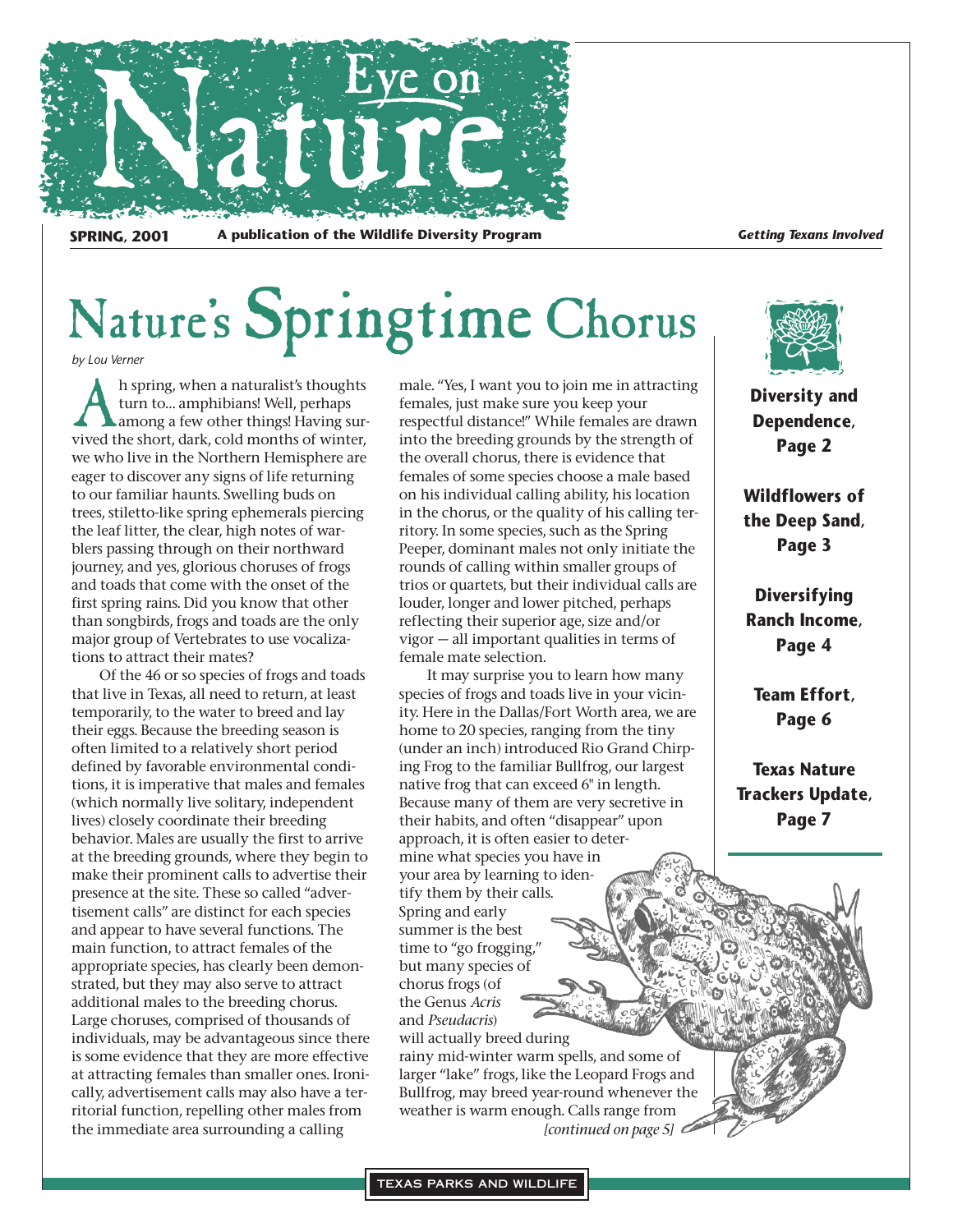# Eye on Nature

**SPRING, 2001** **A publication of the Wildlife Diversity Program** ***Getting Texans Involved***

# Nature's Springtime Chorus

*by Lou Verner*

Ah spring, when a naturalist's thoughts turn to... amphibians! Well, perhaps among a few other things! Having survived the short, dark, cold months of winter, we who live in the Northern Hemisphere are eager to discover any signs of life returning to our familiar haunts. Swelling buds on trees, stiletto-like spring ephemerals piercing the leaf litter, the clear, high notes of warblers passing through on their northward journey, and yes, glorious choruses of frogs and toads that come with the onset of the first spring rains. Did you know that other than songbirds, frogs and toads are the only major group of Vertebrates to use vocalizations to attract their mates?

Of the 46 or so species of frogs and toads that live in Texas, all need to return, at least temporarily, to the water to breed and lay their eggs. Because the breeding season is often limited to a relatively short period defined by favorable environmental conditions, it is imperative that males and females (which normally live solitary, independent lives) closely coordinate their breeding behavior. Males are usually the first to arrive at the breeding grounds, where they begin to make their prominent calls to advertise their presence at the site. These so called "advertisement calls" are distinct for each species and appear to have several functions. The main function, to attract females of the appropriate species, has clearly been demonstrated, but they may also serve to attract additional males to the breeding chorus. Large choruses, comprised of thousands of individuals, may be advantageous since there is some evidence that they are more effective at attracting females than smaller ones. Ironically, advertisement calls may also have a territorial function, repelling other males from the immediate area surrounding a calling male. "Yes, I want you to join me in attracting females, just make sure you keep your respectful distance!" While females are drawn into the breeding grounds by the strength of the overall chorus, there is evidence that females of some species choose a male based on his individual calling ability, his location in the chorus, or the quality of his calling territory. In some species, such as the Spring Peeper, dominant males not only initiate the rounds of calling within smaller groups of trios or quartets, but their individual calls are louder, longer and lower pitched, perhaps reflecting their superior age, size and/or vigor — all important qualities in terms of female mate selection.

It may surprise you to learn how many species of frogs and toads live in your vicinity. Here in the Dallas/Fort Worth area, we are home to 20 species, ranging from the tiny (under an inch) introduced Rio Grand Chirping Frog to the familiar Bullfrog, our largest native frog that can exceed 6" in length. Because many of them are very secretive in their habits, and often "disappear" upon approach, it is often easier to determine what species you have in your area by learning to identify them by their calls. Spring and early summer is the best time to "go frogging," but many species of chorus frogs (of the Genus *Acris* and *Pseudacris*) will actually breed during rainy mid-winter warm spells, and some of larger "lake" frogs, like the Leopard Frogs and Bullfrog, may breed year-round whenever the weather is warm enough. Calls range from *[continued on page 5]*

**Diversity and Dependence, Page 2**

**Wildflowers of the Deep Sand, Page 3**

**Diversifying Ranch Income, Page 4**

**Team Effort, Page 6**

**Texas Nature Trackers Update, Page 7**

TEXAS PARKS AND WILDLIFE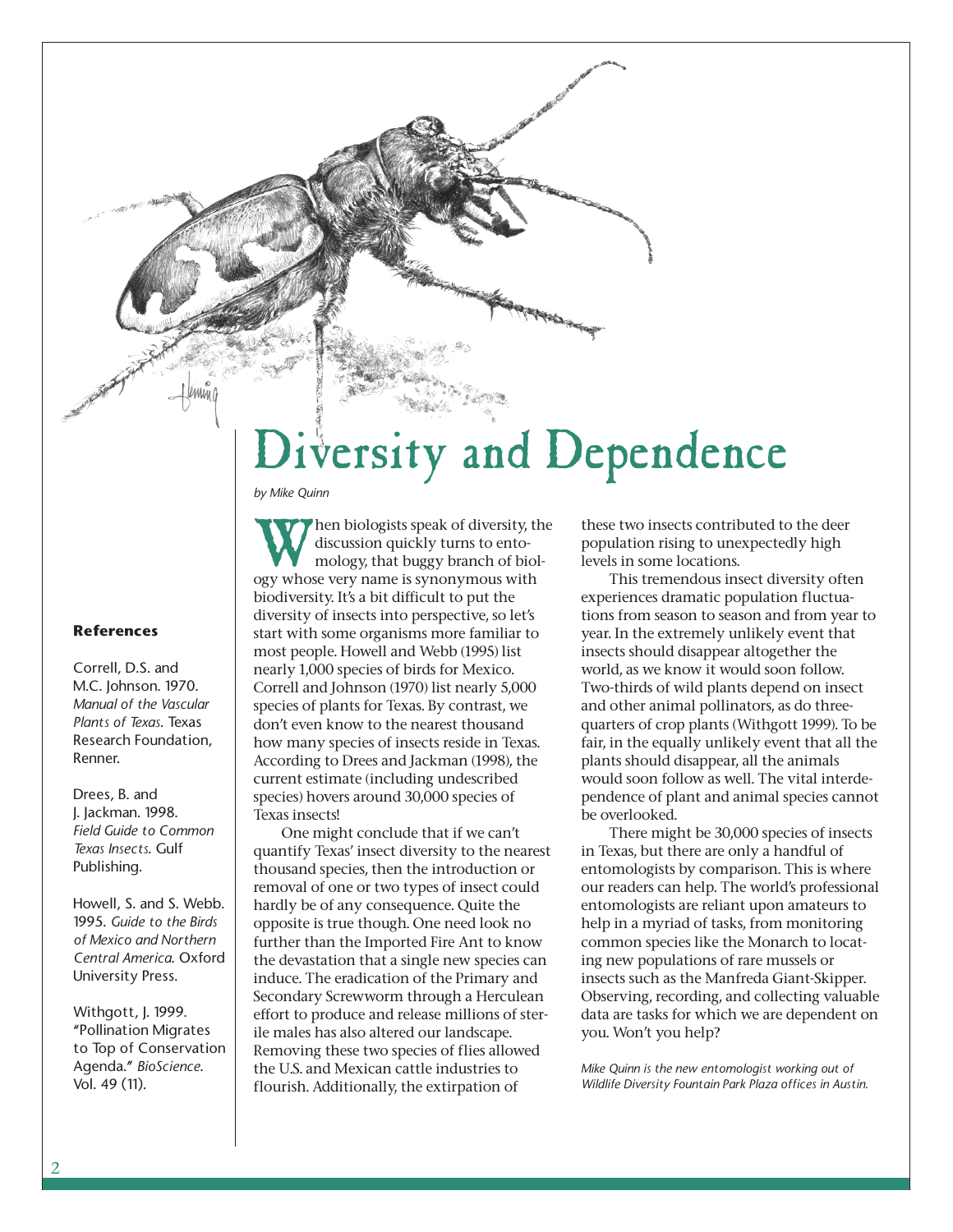# Diversity and Dependence

*by Mike Quinn*

When biologists speak of diversity, the discussion quickly turns to entomology, that buggy branch of biology whose very name is synonymous with biodiversity. It's a bit difficult to put the diversity of insects into perspective, so let's start with some organisms more familiar to most people. Howell and Webb (1995) list nearly 1,000 species of birds for Mexico. Correll and Johnson (1970) list nearly 5,000 species of plants for Texas. By contrast, we don't even know to the nearest thousand how many species of insects reside in Texas. According to Drees and Jackman (1998), the current estimate (including undescribed species) hovers around 30,000 species of Texas insects!

One might conclude that if we can't quantify Texas' insect diversity to the nearest thousand species, then the introduction or removal of one or two types of insect could hardly be of any consequence. Quite the opposite is true though. One need look no further than the Imported Fire Ant to know the devastation that a single new species can induce. The eradication of the Primary and Secondary Screwworm through a Herculean effort to produce and release millions of sterile males has also altered our landscape. Removing these two species of flies allowed the U.S. and Mexican cattle industries to flourish. Additionally, the extirpation of these two insects contributed to the deer population rising to unexpectedly high levels in some locations.

This tremendous insect diversity often experiences dramatic population fluctuations from season to season and from year to year. In the extremely unlikely event that insects should disappear altogether the world, as we know it would soon follow. Two-thirds of wild plants depend on insect and other animal pollinators, as do three-quarters of crop plants (Withgott 1999). To be fair, in the equally unlikely event that all the plants should disappear, all the animals would soon follow as well. The vital interdependence of plant and animal species cannot be overlooked.

There might be 30,000 species of insects in Texas, but there are only a handful of entomologists by comparison. This is where our readers can help. The world's professional entomologists are reliant upon amateurs to help in a myriad of tasks, from monitoring common species like the Monarch to locating new populations of rare mussels or insects such as the Manfreda Giant-Skipper. Observing, recording, and collecting valuable data are tasks for which we are dependent on you. Won't you help?

*Mike Quinn is the new entomologist working out of Wildlife Diversity Fountain Park Plaza offices in Austin.*

### References

Correll, D.S. and M.C. Johnson. 1970. *Manual of the Vascular Plants of Texas.* Texas Research Foundation, Renner.

Drees, B. and J. Jackman. 1998. *Field Guide to Common Texas Insects.* Gulf Publishing.

Howell, S. and S. Webb. 1995. *Guide to the Birds of Mexico and Northern Central America.* Oxford University Press.

Withgott, J. 1999. "Pollination Migrates to Top of Conservation Agenda." *BioScience*. Vol. 49 (11).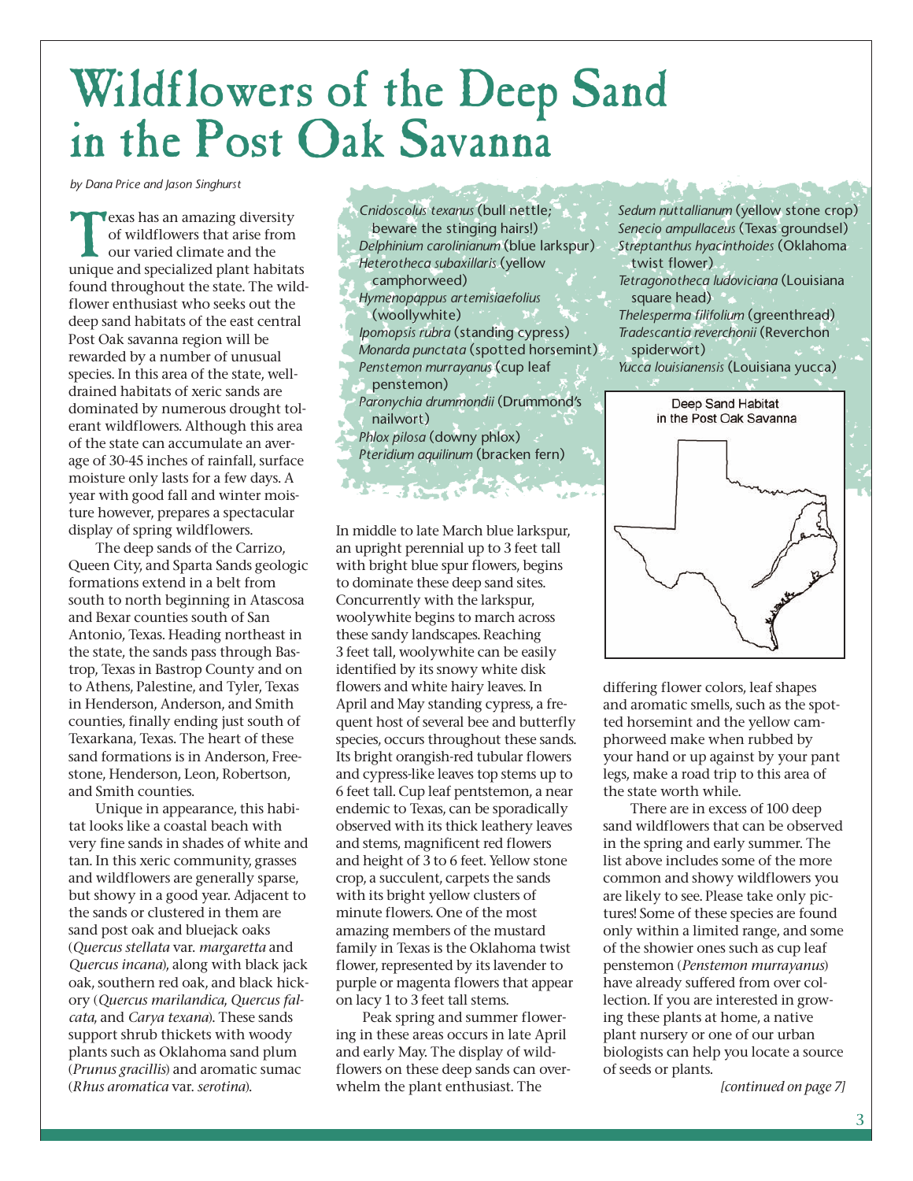# Wildflowers of the Deep Sand in the Post Oak Savanna

*by Dana Price and Jason Singhurst*

Texas has an amazing diversity of wildflowers that arise from our varied climate and the unique and specialized plant habitats found throughout the state. The wildflower enthusiast who seeks out the deep sand habitats of the east central Post Oak savanna region will be rewarded by a number of unusual species. In this area of the state, well-drained habitats of xeric sands are dominated by numerous drought tolerant wildflowers. Although this area of the state can accumulate an average of 30-45 inches of rainfall, surface moisture only lasts for a few days. A year with good fall and winter moisture however, prepares a spectacular display of spring wildflowers.

The deep sands of the Carrizo, Queen City, and Sparta Sands geologic formations extend in a belt from south to north beginning in Atascosa and Bexar counties south of San Antonio, Texas. Heading northeast in the state, the sands pass through Bastrop, Texas in Bastrop County and on to Athens, Palestine, and Tyler, Texas in Henderson, Anderson, and Smith counties, finally ending just south of Texarkana, Texas. The heart of these sand formations is in Anderson, Freestone, Henderson, Leon, Robertson, and Smith counties.

Unique in appearance, this habitat looks like a coastal beach with very fine sands in shades of white and tan. In this xeric community, grasses and wildflowers are generally sparse, but showy in a good year. Adjacent to the sands or clustered in them are sand post oak and bluejack oaks (*Quercus stellata* var. *margaretta* and *Quercus incana*), along with black jack oak, southern red oak, and black hickory (*Quercus marilandica*, *Quercus falcata*, and *Carya texana*). These sands support shrub thickets with woody plants such as Oklahoma sand plum (*Prunus gracilis*) and aromatic sumac (*Rhus aromatica* var. *serotina*).

- *Cnidoscolus texanus* (bull nettle; beware the stinging hairs!)
- *Delphinium carolinianum* (blue larkspur)
- *Heterotheca subaxillaris* (yellow camphorweed)
- *Hymenopappus artemisiaefolius* (woollywhite)
- *Ipomopsis rubra* (standing cypress)
- *Monarda punctata* (spotted horsemint)
- *Penstemon murrayanus* (cup leaf penstemon)
- *Paronychia drummondii* (Drummond's nailwort)
- *Phlox pilosa* (downy phlox)
- *Pteridium aquilinum* (bracken fern)
- *Sedum nuttallianum* (yellow stone crop)
- *Senecio ampullaceus* (Texas groundsel)
- *Streptanthus hyacinthoides* (Oklahoma twist flower)
- *Tetragonotheca ludoviciana* (Louisiana square head)
- *Thelesperma filifolium* (greenthread)
- *Tradescantia reverchonii* (Reverchon spiderwort)
- *Yucca louisianensis* (Louisiana yucca)

Deep Sand Habitat in the Post Oak Savanna

In middle to late March blue larkspur, an upright perennial up to 3 feet tall with bright blue spur flowers, begins to dominate these deep sand sites. Concurrently with the larkspur, woolywhite begins to march across these sandy landscapes. Reaching 3 feet tall, woolywhite can be easily identified by its snowy white disk flowers and white hairy leaves. In April and May standing cypress, a frequent host of several bee and butterfly species, occurs throughout these sands. Its bright orangish-red tubular flowers and cypress-like leaves top stems up to 6 feet tall. Cup leaf pentstemon, a near endemic to Texas, can be sporadically observed with its thick leathery leaves and stems, magnificent red flowers and height of 3 to 6 feet. Yellow stone crop, a succulent, carpets the sands with its bright yellow clusters of minute flowers. One of the most amazing members of the mustard family in Texas is the Oklahoma twist flower, represented by its lavender to purple or magenta flowers that appear on lacy 1 to 3 feet tall stems.

Peak spring and summer flowering in these areas occurs in late April and early May. The display of wildflowers on these deep sands can overwhelm the plant enthusiast. The differing flower colors, leaf shapes and aromatic smells, such as the spotted horsemint and the yellow camphorweed make when rubbed by your hand or up against by your pant legs, make a road trip to this area of the state worth while.

There are in excess of 100 deep sand wildflowers that can be observed in the spring and early summer. The list above includes some of the more common and showy wildflowers you are likely to see. Please take only pictures! Some of these species are found only within a limited range, and some of the showier ones such as cup leaf penstemon (*Penstemon murrayanus*) have already suffered from over collection. If you are interested in growing these plants at home, a native plant nursery or one of our urban biologists can help you locate a source of seeds or plants.

*[continued on page 7]*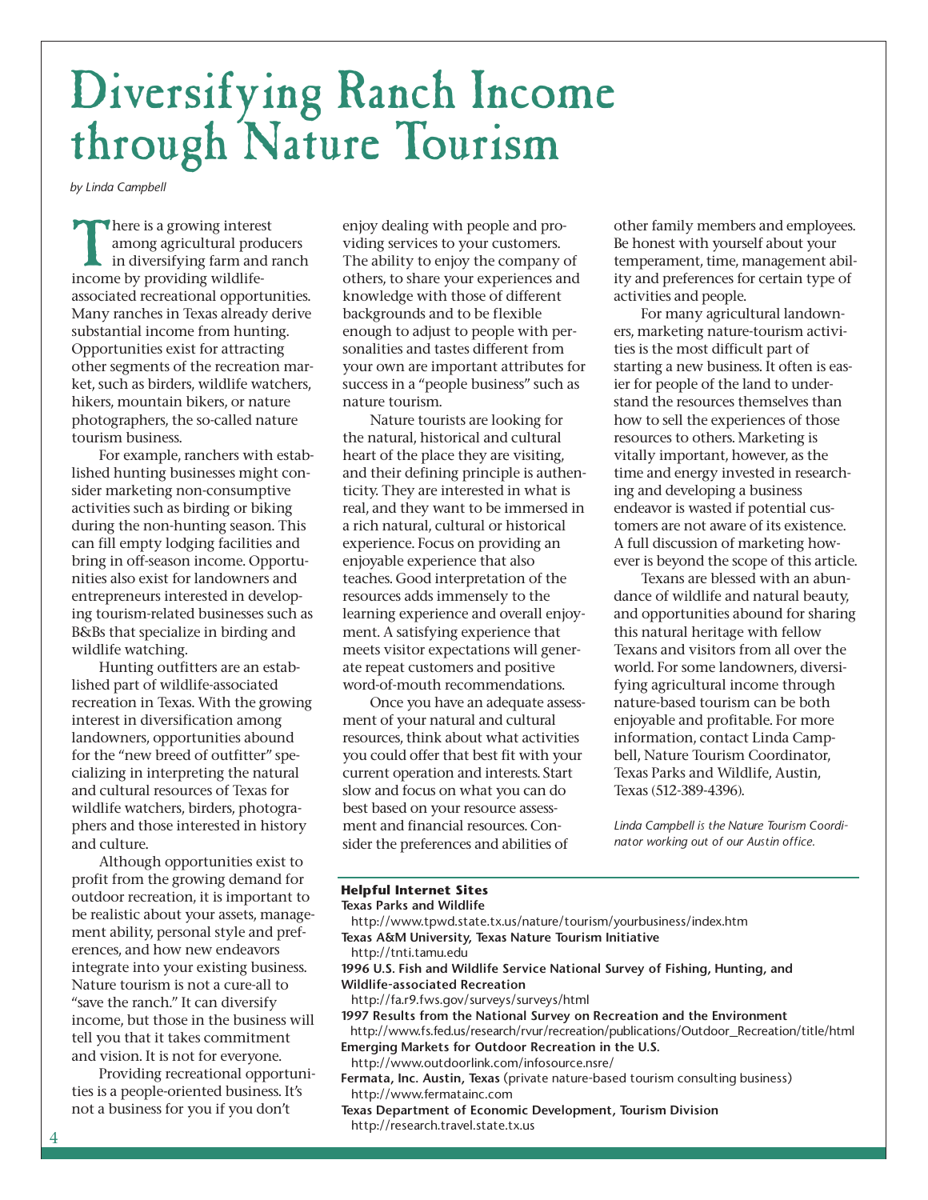# Diversifying Ranch Income through Nature Tourism

*by Linda Campbell*

There is a growing interest among agricultural producers in diversifying farm and ranch income by providing wildlife-associated recreational opportunities. Many ranches in Texas already derive substantial income from hunting. Opportunities exist for attracting other segments of the recreation market, such as birders, wildlife watchers, hikers, mountain bikers, or nature photographers, the so-called nature tourism business.

For example, ranchers with established hunting businesses might consider marketing non-consumptive activities such as birding or biking during the non-hunting season. This can fill empty lodging facilities and bring in off-season income. Opportunities also exist for landowners and entrepreneurs interested in developing tourism-related businesses such as B&Bs that specialize in birding and wildlife watching.

Hunting outfitters are an established part of wildlife-associated recreation in Texas. With the growing interest in diversification among landowners, opportunities abound for the "new breed of outfitter" specializing in interpreting the natural and cultural resources of Texas for wildlife watchers, birders, photographers and those interested in history and culture.

Although opportunities exist to profit from the growing demand for outdoor recreation, it is important to be realistic about your assets, management ability, personal style and preferences, and how new endeavors integrate into your existing business. Nature tourism is not a cure-all to "save the ranch." It can diversify income, but those in the business will tell you that it takes commitment and vision. It is not for everyone.

Providing recreational opportunities is a people-oriented business. It's not a business for you if you don't enjoy dealing with people and providing services to your customers. The ability to enjoy the company of others, to share your experiences and knowledge with those of different backgrounds and to be flexible enough to adjust to people with personalities and tastes different from your own are important attributes for success in a "people business" such as nature tourism.

Nature tourists are looking for the natural, historical and cultural heart of the place they are visiting, and their defining principle is authenticity. They are interested in what is real, and they want to be immersed in a rich natural, cultural or historical experience. Focus on providing an enjoyable experience that also teaches. Good interpretation of the resources adds immensely to the learning experience and overall enjoyment. A satisfying experience that meets visitor expectations will generate repeat customers and positive word-of-mouth recommendations.

Once you have an adequate assessment of your natural and cultural resources, think about what activities you could offer that best fit with your current operation and interests. Start slow and focus on what you can do best based on your resource assessment and financial resources. Consider the preferences and abilities of other family members and employees. Be honest with yourself about your temperament, time, management ability and preferences for certain type of activities and people.

For many agricultural landowners, marketing nature-tourism activities is the most difficult part of starting a new business. It often is easier for people of the land to understand the resources themselves than how to sell the experiences of those resources to others. Marketing is vitally important, however, as the time and energy invested in researching and developing a business endeavor is wasted if potential customers are not aware of its existence. A full discussion of marketing however is beyond the scope of this article.

Texans are blessed with an abundance of wildlife and natural beauty, and opportunities abound for sharing this natural heritage with fellow Texans and visitors from all over the world. For some landowners, diversifying agricultural income through nature-based tourism can be both enjoyable and profitable. For more information, contact Linda Campbell, Nature Tourism Coordinator, Texas Parks and Wildlife, Austin, Texas (512-389-4396).

*Linda Campbell is the Nature Tourism Coordinator working out of our Austin office.*

**Helpful Internet Sites**

**Texas Parks and Wildlife**
http://www.tpwd.state.tx.us/nature/tourism/yourbusiness/index.htm

**Texas A&M University, Texas Nature Tourism Initiative**
http://tnti.tamu.edu

**1996 U.S. Fish and Wildlife Service National Survey of Fishing, Hunting, and Wildlife-associated Recreation**
http://fa.r9.fws.gov/surveys/surveys/html

**1997 Results from the National Survey on Recreation and the Environment**
http://www.fs.fed.us/research/rvur/recreation/publications/Outdoor_Recreation/title/html

**Emerging Markets for Outdoor Recreation in the U.S.**
http://www.outdoorlink.com/infosource.nsre/

**Fermata, Inc. Austin, Texas** (private nature-based tourism consulting business)
http://www.fermatainc.com

**Texas Department of Economic Development, Tourism Division**
http://research.travel.state.tx.us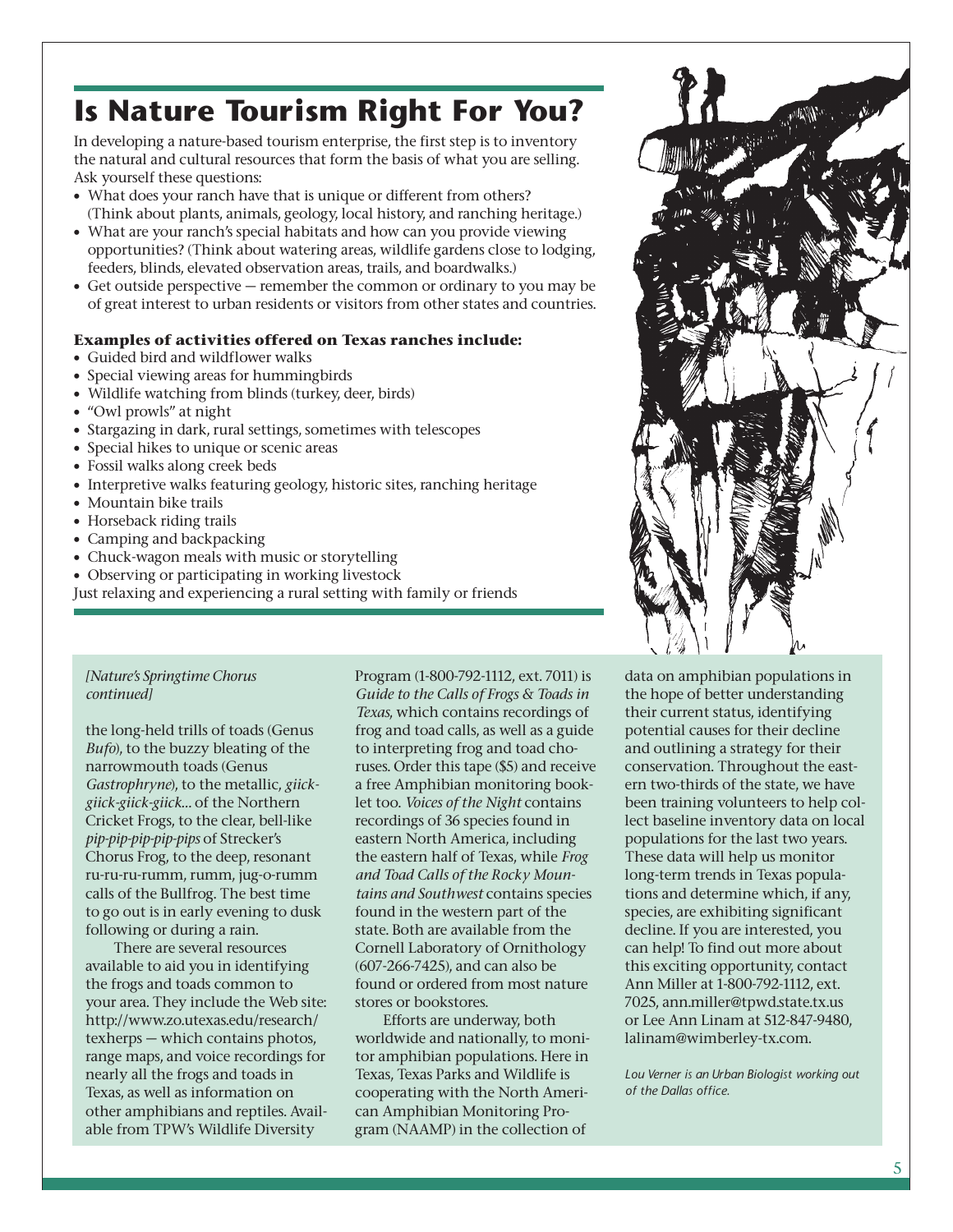# Is Nature Tourism Right For You?

In developing a nature-based tourism enterprise, the first step is to inventory the natural and cultural resources that form the basis of what you are selling. Ask yourself these questions:

- What does your ranch have that is unique or different from others? (Think about plants, animals, geology, local history, and ranching heritage.)
- What are your ranch's special habitats and how can you provide viewing opportunities? (Think about watering areas, wildlife gardens close to lodging, feeders, blinds, elevated observation areas, trails, and boardwalks.)
- Get outside perspective — remember the common or ordinary to you may be of great interest to urban residents or visitors from other states and countries.

**Examples of activities offered on Texas ranches include:**

- Guided bird and wildflower walks
- Special viewing areas for hummingbirds
- Wildlife watching from blinds (turkey, deer, birds)
- "Owl prowls" at night
- Stargazing in dark, rural settings, sometimes with telescopes
- Special hikes to unique or scenic areas
- Fossil walks along creek beds
- Interpretive walks featuring geology, historic sites, ranching heritage
- Mountain bike trails
- Horseback riding trails
- Camping and backpacking
- Chuck-wagon meals with music or storytelling
- Observing or participating in working livestock

Just relaxing and experiencing a rural setting with family or friends

*[Nature's Springtime Chorus continued]*

the long-held trills of toads (Genus *Bufo*), to the buzzy bleating of the narrowmouth toads (Genus *Gastrophryne*), to the metallic, *giick-giick-giick-giick...* of the Northern Cricket Frogs, to the clear, bell-like *pip-pip-pip-pip-pips* of Strecker's Chorus Frog, to the deep, resonant ru-ru-ru-rumm, rumm, jug-o-rumm calls of the Bullfrog. The best time to go out is in early evening to dusk following or during a rain.

There are several resources available to aid you in identifying the frogs and toads common to your area. They include the Web site: http://www.zo.utexas.edu/research/texherps — which contains photos, range maps, and voice recordings for nearly all the frogs and toads in Texas, as well as information on other amphibians and reptiles. Available from TPW's Wildlife Diversity Program (1-800-792-1112, ext. 7011) is *Guide to the Calls of Frogs & Toads in Texas*, which contains recordings of frog and toad calls, as well as a guide to interpreting frog and toad choruses. Order this tape ($5) and receive a free Amphibian monitoring booklet too. *Voices of the Night* contains recordings of 36 species found in eastern North America, including the eastern half of Texas, while *Frog and Toad Calls of the Rocky Mountains and Southwest* contains species found in the western part of the state. Both are available from the Cornell Laboratory of Ornithology (607-266-7425), and can also be found or ordered from most nature stores or bookstores.

Efforts are underway, both worldwide and nationally, to monitor amphibian populations. Here in Texas, Texas Parks and Wildlife is cooperating with the North American Amphibian Monitoring Program (NAAMP) in the collection of data on amphibian populations in the hope of better understanding their current status, identifying potential causes for their decline and outlining a strategy for their conservation. Throughout the eastern two-thirds of the state, we have been training volunteers to help collect baseline inventory data on local populations for the last two years. These data will help us monitor long-term trends in Texas populations and determine which, if any, species, are exhibiting significant decline. If you are interested, you can help! To find out more about this exciting opportunity, contact Ann Miller at 1-800-792-1112, ext. 7025, ann.miller@tpwd.state.tx.us or Lee Ann Linam at 512-847-9480, lalinam@wimberley-tx.com.

*Lou Verner is an Urban Biologist working out of the Dallas office.*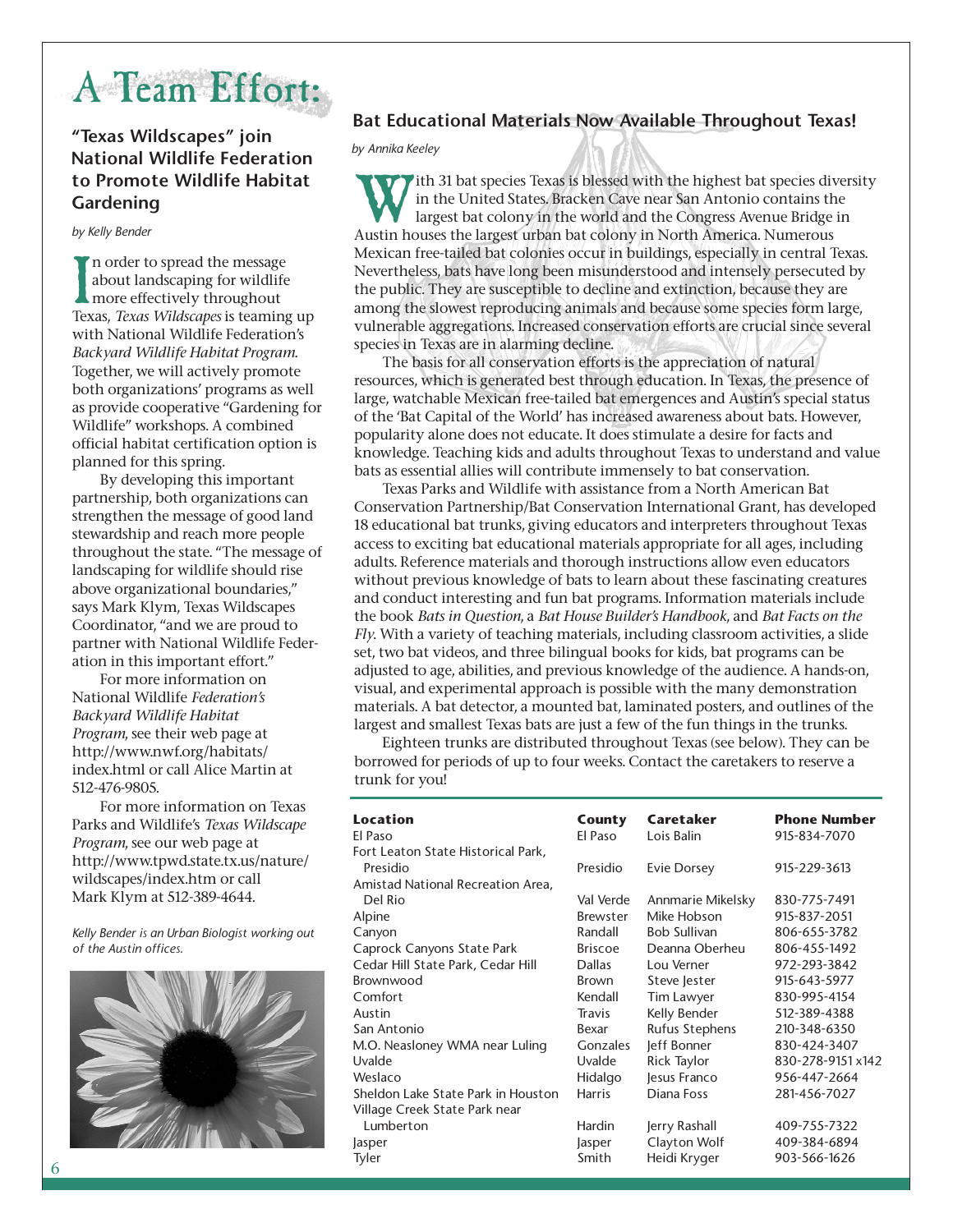# A Team Effort:

## "Texas Wildscapes" join National Wildlife Federation to Promote Wildlife Habitat Gardening

*by Kelly Bender*

In order to spread the message about landscaping for wildlife more effectively throughout Texas, *Texas Wildscapes* is teaming up with National Wildlife Federation's *Backyard Wildlife Habitat Program*. Together, we will actively promote both organizations' programs as well as provide cooperative "Gardening for Wildlife" workshops. A combined official habitat certification option is planned for this spring.

By developing this important partnership, both organizations can strengthen the message of good land stewardship and reach more people throughout the state. "The message of landscaping for wildlife should rise above organizational boundaries," says Mark Klym, Texas Wildscapes Coordinator, "and we are proud to partner with National Wildlife Federation in this important effort."

For more information on National Wildlife *Federation's Backyard Wildlife Habitat Program*, see their web page at http://www.nwf.org/habitats/index.html or call Alice Martin at 512-476-9805.

For more information on Texas Parks and Wildlife's *Texas Wildscape Program*, see our web page at http://www.tpwd.state.tx.us/nature/wildscapes/index.htm or call Mark Klym at 512-389-4644.

*Kelly Bender is an Urban Biologist working out of the Austin offices.*

## Bat Educational Materials Now Available Throughout Texas!

*by Annika Keeley*

With 31 bat species Texas is blessed with the highest bat species diversity in the United States. Bracken Cave near San Antonio contains the largest bat colony in the world and the Congress Avenue Bridge in Austin houses the largest urban bat colony in North America. Numerous Mexican free-tailed bat colonies occur in buildings, especially in central Texas. Nevertheless, bats have long been misunderstood and intensely persecuted by the public. They are susceptible to decline and extinction, because they are among the slowest reproducing animals and because some species form large, vulnerable aggregations. Increased conservation efforts are crucial since several species in Texas are in alarming decline.

The basis for all conservation efforts is the appreciation of natural resources, which is generated best through education. In Texas, the presence of large, watchable Mexican free-tailed bat emergences and Austin's special status of the 'Bat Capital of the World' has increased awareness about bats. However, popularity alone does not educate. It does stimulate a desire for facts and knowledge. Teaching kids and adults throughout Texas to understand and value bats as essential allies will contribute immensely to bat conservation.

Texas Parks and Wildlife with assistance from a North American Bat Conservation Partnership/Bat Conservation International Grant, has developed 18 educational bat trunks, giving educators and interpreters throughout Texas access to exciting bat educational materials appropriate for all ages, including adults. Reference materials and thorough instructions allow even educators without previous knowledge of bats to learn about these fascinating creatures and conduct interesting and fun bat programs. Information materials include the book *Bats in Question*, a *Bat House Builder's Handbook*, and *Bat Facts on the Fly*. With a variety of teaching materials, including classroom activities, a slide set, two bat videos, and three bilingual books for kids, bat programs can be adjusted to age, abilities, and previous knowledge of the audience. A hands-on, visual, and experimental approach is possible with the many demonstration materials. A bat detector, a mounted bat, laminated posters, and outlines of the largest and smallest Texas bats are just a few of the fun things in the trunks.

Eighteen trunks are distributed throughout Texas (see below). They can be borrowed for periods of up to four weeks. Contact the caretakers to reserve a trunk for you!

| Location | County | Caretaker | Phone Number |
|---|---|---|---|
| El Paso | El Paso | Lois Balin | 915-834-7070 |
| Fort Leaton State Historical Park, Presidio | Presidio | Evie Dorsey | 915-229-3613 |
| Amistad National Recreation Area, Del Rio | Val Verde | Annmarie Mikelsky | 830-775-7491 |
| Alpine | Brewster | Mike Hobson | 915-837-2051 |
| Canyon | Randall | Bob Sullivan | 806-655-3782 |
| Caprock Canyons State Park | Briscoe | Deanna Oberheu | 806-455-1492 |
| Cedar Hill State Park, Cedar Hill | Dallas | Lou Verner | 972-293-3842 |
| Brownwood | Brown | Steve Jester | 915-643-5977 |
| Comfort | Kendall | Tim Lawyer | 830-995-4154 |
| Austin | Travis | Kelly Bender | 512-389-4388 |
| San Antonio | Bexar | Rufus Stephens | 210-348-6350 |
| M.O. Neasloney WMA near Luling | Gonzales | Jeff Bonner | 830-424-3407 |
| Uvalde | Uvalde | Rick Taylor | 830-278-9151 x142 |
| Weslaco | Hidalgo | Jesus Franco | 956-447-2664 |
| Sheldon Lake State Park in Houston | Harris | Diana Foss | 281-456-7027 |
| Village Creek State Park near Lumberton | Hardin | Jerry Rashall | 409-755-7322 |
| Jasper | Jasper | Clayton Wolf | 409-384-6894 |
| Tyler | Smith | Heidi Kryger | 903-566-1626 |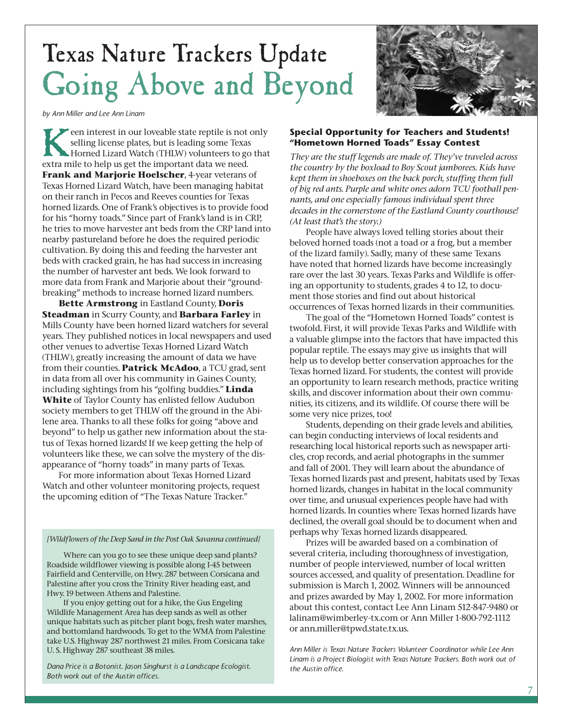# Texas Nature Trackers Update

# Going Above and Beyond

*by Ann Miller and Lee Ann Linam*

Keen interest in our loveable state reptile is not only selling license plates, but is leading some Texas Horned Lizard Watch (THLW) volunteers to go that extra mile to help us get the important data we need. **Frank and Marjorie Hoelscher**, 4-year veterans of Texas Horned Lizard Watch, have been managing habitat on their ranch in Pecos and Reeves counties for Texas horned lizards. One of Frank's objectives is to provide food for his "horny toads." Since part of Frank's land is in CRP, he tries to move harvester ant beds from the CRP land into nearby pastureland before he does the required periodic cultivation. By doing this and feeding the harvester ant beds with cracked grain, he has had success in increasing the number of harvester ant beds. We look forward to more data from Frank and Marjorie about their "ground-breaking" methods to increase horned lizard numbers.

**Bette Armstrong** in Eastland County, **Doris Steadman** in Scurry County, and **Barbara Farley** in Mills County have been horned lizard watchers for several years. They published notices in local newspapers and used other venues to advertise Texas Horned Lizard Watch (THLW), greatly increasing the amount of data we have from their counties. **Patrick McAdoo**, a TCU grad, sent in data from all over his community in Gaines County, including sightings from his "golfing buddies." **Linda White** of Taylor County has enlisted fellow Audubon society members to get THLW off the ground in the Abilene area. Thanks to all these folks for going "above and beyond" to help us gather new information about the status of Texas horned lizards! If we keep getting the help of volunteers like these, we can solve the mystery of the disappearance of "horny toads" in many parts of Texas.

For more information about Texas Horned Lizard Watch and other volunteer monitoring projects, request the upcoming edition of "The Texas Nature Tracker."

*[Wildflowers of the Deep Sand in the Post Oak Savanna continued]*

Where can you go to see these unique deep sand plants? Roadside wildflower viewing is possible along I-45 between Fairfield and Centerville, on Hwy. 287 between Corsicana and Palestine after you cross the Trinity River heading east, and Hwy. 19 between Athens and Palestine.

If you enjoy getting out for a hike, the Gus Engeling Wildlife Management Area has deep sands as well as other unique habitats such as pitcher plant bogs, fresh water marshes, and bottomland hardwoods. To get to the WMA from Palestine take U.S. Highway 287 northwest 21 miles. From Corsicana take U. S. Highway 287 southeast 38 miles.

*Dana Price is a Botonist. Jason Singhurst is a Landscape Ecologist. Both work out of the Austin offices.*

### Special Opportunity for Teachers and Students! "Hometown Horned Toads" Essay Contest

*They are the stuff legends are made of. They've traveled across the country by the boxload to Boy Scout jamborees. Kids have kept them in shoeboxes on the back porch, stuffing them full of big red ants. Purple and white ones adorn TCU football pennants, and one especially famous individual spent three decades in the cornerstone of the Eastland County courthouse! (At least that's the story.)*

People have always loved telling stories about their beloved horned toads (not a toad or a frog, but a member of the lizard family). Sadly, many of these same Texans have noted that horned lizards have become increasingly rare over the last 30 years. Texas Parks and Wildlife is offering an opportunity to students, grades 4 to 12, to document those stories and find out about historical occurrences of Texas horned lizards in their communities.

The goal of the "Hometown Horned Toads" contest is twofold. First, it will provide Texas Parks and Wildlife with a valuable glimpse into the factors that have impacted this popular reptile. The essays may give us insights that will help us to develop better conservation approaches for the Texas horned lizard. For students, the contest will provide an opportunity to learn research methods, practice writing skills, and discover information about their own communities, its citizens, and its wildlife. Of course there will be some very nice prizes, too!

Students, depending on their grade levels and abilities, can begin conducting interviews of local residents and researching local historical reports such as newspaper articles, crop records, and aerial photographs in the summer and fall of 2001. They will learn about the abundance of Texas horned lizards past and present, habitats used by Texas horned lizards, changes in habitat in the local community over time, and unusual experiences people have had with horned lizards. In counties where Texas horned lizards have declined, the overall goal should be to document when and perhaps why Texas horned lizards disappeared.

Prizes will be awarded based on a combination of several criteria, including thoroughness of investigation, number of people interviewed, number of local written sources accessed, and quality of presentation. Deadline for submission is March 1, 2002. Winners will be announced and prizes awarded by May 1, 2002. For more information about this contest, contact Lee Ann Linam 512-847-9480 or lalinam@wimberley-tx.com or Ann Miller 1-800-792-1112 or ann.miller@tpwd.state.tx.us.

*Ann Miller is Texas Nature Trackers Volunteer Coordinator while Lee Ann Linam is a Project Biologist with Texas Nature Trackers. Both work out of the Austin office.*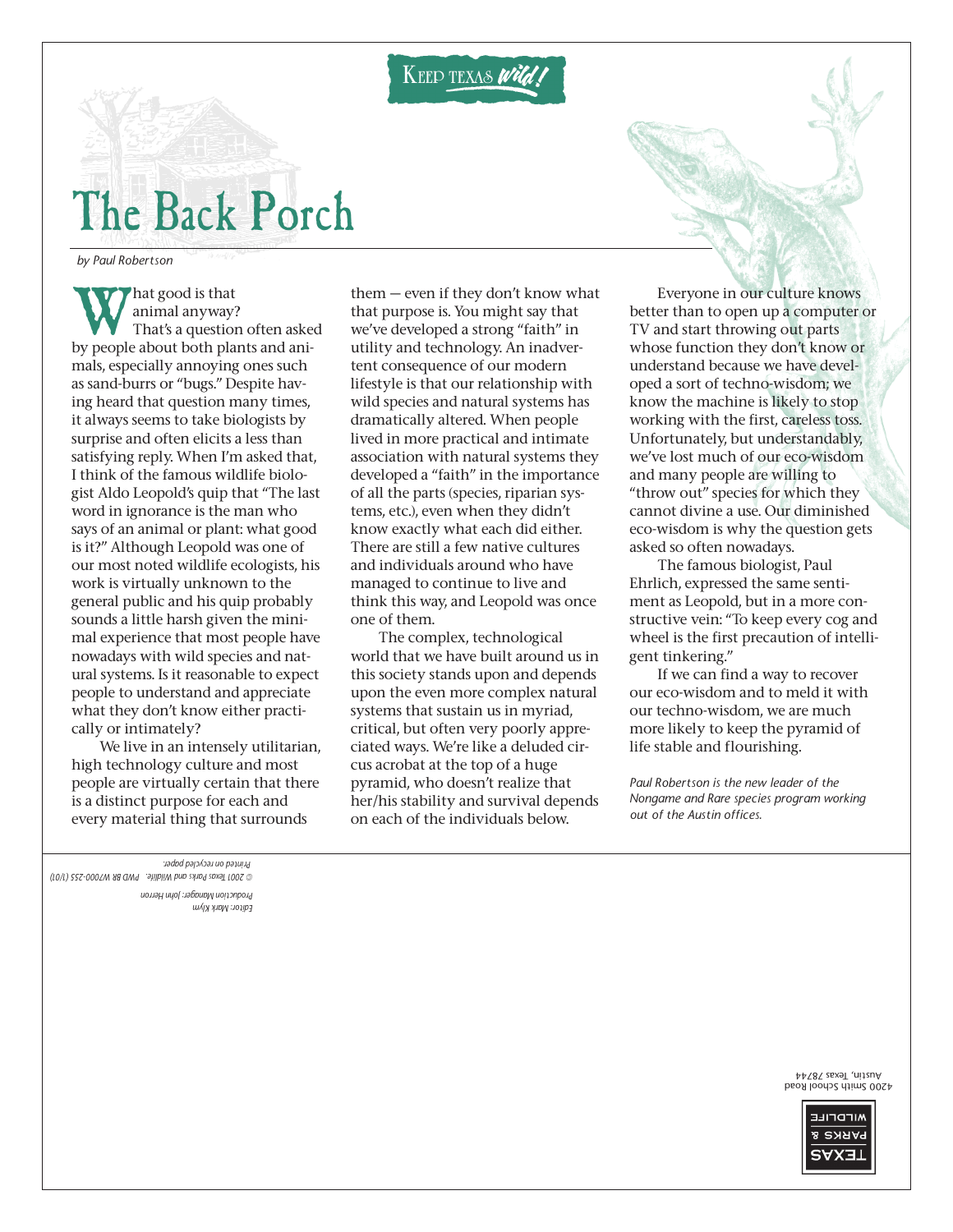KEEP TEXAS *Wild!*

# The Back Porch

*by Paul Robertson*

What good is that animal anyway? That's a question often asked by people about both plants and animals, especially annoying ones such as sand-burrs or "bugs." Despite having heard that question many times, it always seems to take biologists by surprise and often elicits a less than satisfying reply. When I'm asked that, I think of the famous wildlife biologist Aldo Leopold's quip that "The last word in ignorance is the man who says of an animal or plant: what good is it?" Although Leopold was one of our most noted wildlife ecologists, his work is virtually unknown to the general public and his quip probably sounds a little harsh given the minimal experience that most people have nowadays with wild species and natural systems. Is it reasonable to expect people to understand and appreciate what they don't know either practically or intimately?

We live in an intensely utilitarian, high technology culture and most people are virtually certain that there is a distinct purpose for each and every material thing that surrounds them — even if they don't know what that purpose is. You might say that we've developed a strong "faith" in utility and technology. An inadvertent consequence of our modern lifestyle is that our relationship with wild species and natural systems has dramatically altered. When people lived in more practical and intimate association with natural systems they developed a "faith" in the importance of all the parts (species, riparian systems, etc.), even when they didn't know exactly what each did either. There are still a few native cultures and individuals around who have managed to continue to live and think this way, and Leopold was once one of them.

The complex, technological world that we have built around us in this society stands upon and depends upon the even more complex natural systems that sustain us in myriad, critical, but often very poorly appreciated ways. We're like a deluded circus acrobat at the top of a huge pyramid, who doesn't realize that her/his stability and survival depends on each of the individuals below.

Everyone in our culture knows better than to open up a computer or TV and start throwing out parts whose function they don't know or understand because we have developed a sort of techno-wisdom; we know the machine is likely to stop working with the first, careless toss. Unfortunately, but understandably, we've lost much of our eco-wisdom and many people are willing to "throw out" species for which they cannot divine a use. Our diminished eco-wisdom is why the question gets asked so often nowadays.

The famous biologist, Paul Ehrlich, expressed the same sentiment as Leopold, but in a more constructive vein: "To keep every cog and wheel is the first precaution of intelligent tinkering."

If we can find a way to recover our eco-wisdom and to meld it with our techno-wisdom, we are much more likely to keep the pyramid of life stable and flourishing.

*Paul Robertson is the new leader of the Nongame and Rare species program working out of the Austin offices.*

*Editor: Mark Klym*
*Production Manager: John Herron*
*© 2001 Texas Parks and Wildlife. PWD BR W7000-255 (1/01)*
*Printed on recycled paper.*

TEXAS PARKS & WILDLIFE
4200 Smith School Road
Austin, Texas 78744